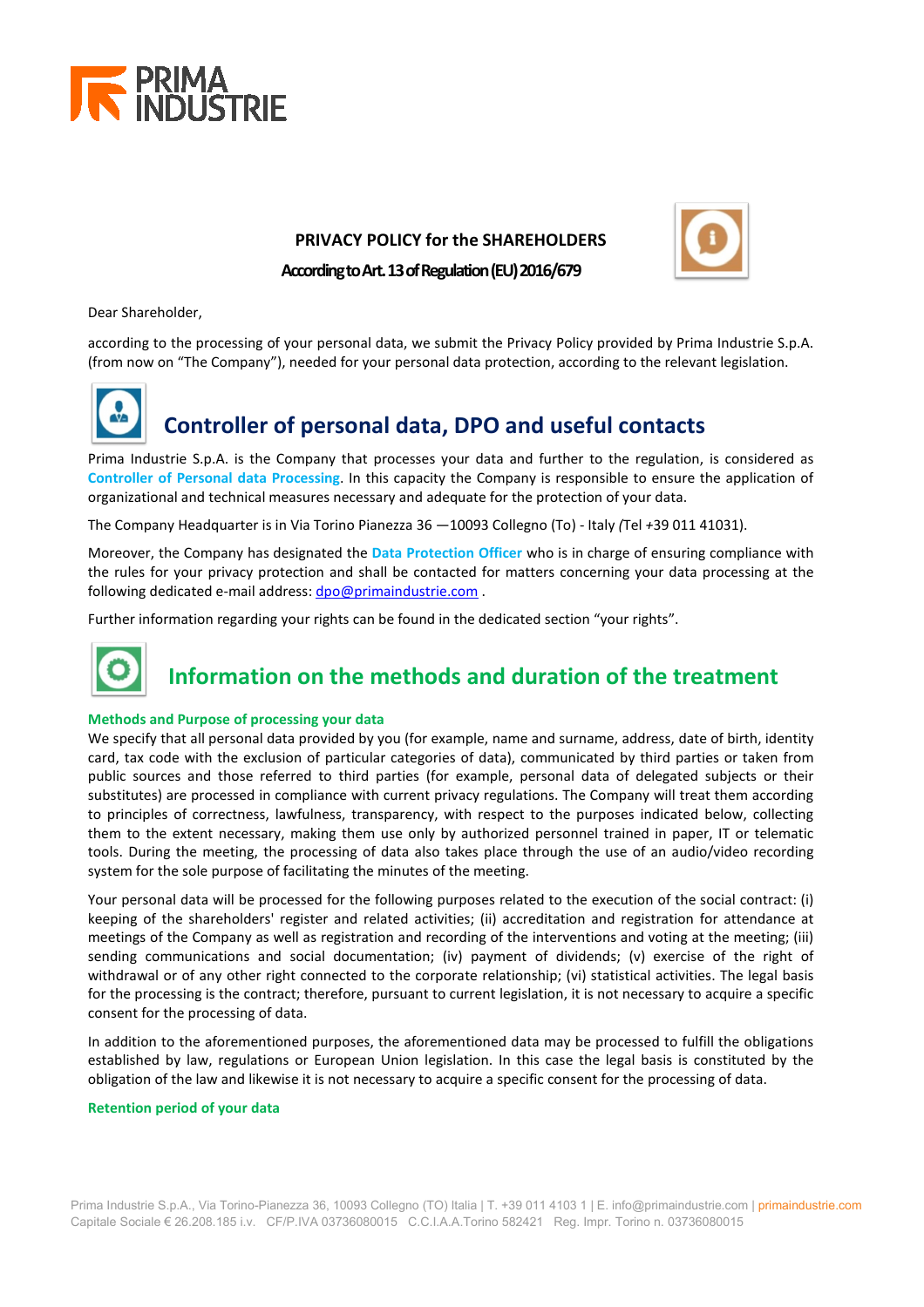# PRIMA INDUSTRIE

**PRIVACY POLICY for the SHAREHOLDERS**

**According to Art. 13 of Regulation (EU) 2016/679**

Dear Shareholder,

according to the processing of your personal data, we submit the Privacy Policy provided by Prima Industrie S.p.A. (from now on "The Company"), needed for your personal data protection, according to the relevant legislation.

## Controller of personal data, DPO and useful contacts

Prima Industrie S.p.A. is the Company that processes your data and further to the regulation, is considered as **Controller of Personal data Processing**. In this capacity the Company is responsible to ensure the application of organizational and technical measures necessary and adequate for the protection of your data.

The Company Headquarter is in Via Torino Pianezza 36 —10093 Collegno (To) - Italy *(*Tel +39 011 41031).

Moreover, the Company has designated the **Data Protection Officer** who is in charge of ensuring compliance with the rules for your privacy protection and shall be contacted for matters concerning your data processing at the following dedicated e-mail address: dpo@primaindustrie.com .

Further information regarding your rights can be found in the dedicated section "your rights".

## Information on the methods and duration of the treatment

### Methods and Purpose of processing your data

We specify that all personal data provided by you (for example, name and surname, address, date of birth, identity card, tax code with the exclusion of particular categories of data), communicated by third parties or taken from public sources and those referred to third parties (for example, personal data of delegated subjects or their substitutes) are processed in compliance with current privacy regulations. The Company will treat them according to principles of correctness, lawfulness, transparency, with respect to the purposes indicated below, collecting them to the extent necessary, making them use only by authorized personnel trained in paper, IT or telematic tools. During the meeting, the processing of data also takes place through the use of an audio/video recording system for the sole purpose of facilitating the minutes of the meeting.

Your personal data will be processed for the following purposes related to the execution of the social contract: (i) keeping of the shareholders' register and related activities; (ii) accreditation and registration for attendance at meetings of the Company as well as registration and recording of the interventions and voting at the meeting; (iii) sending communications and social documentation; (iv) payment of dividends; (v) exercise of the right of withdrawal or of any other right connected to the corporate relationship; (vi) statistical activities. The legal basis for the processing is the contract; therefore, pursuant to current legislation, it is not necessary to acquire a specific consent for the processing of data.

In addition to the aforementioned purposes, the aforementioned data may be processed to fulfill the obligations established by law, regulations or European Union legislation. In this case the legal basis is constituted by the obligation of the law and likewise it is not necessary to acquire a specific consent for the processing of data.

### Retention period of your data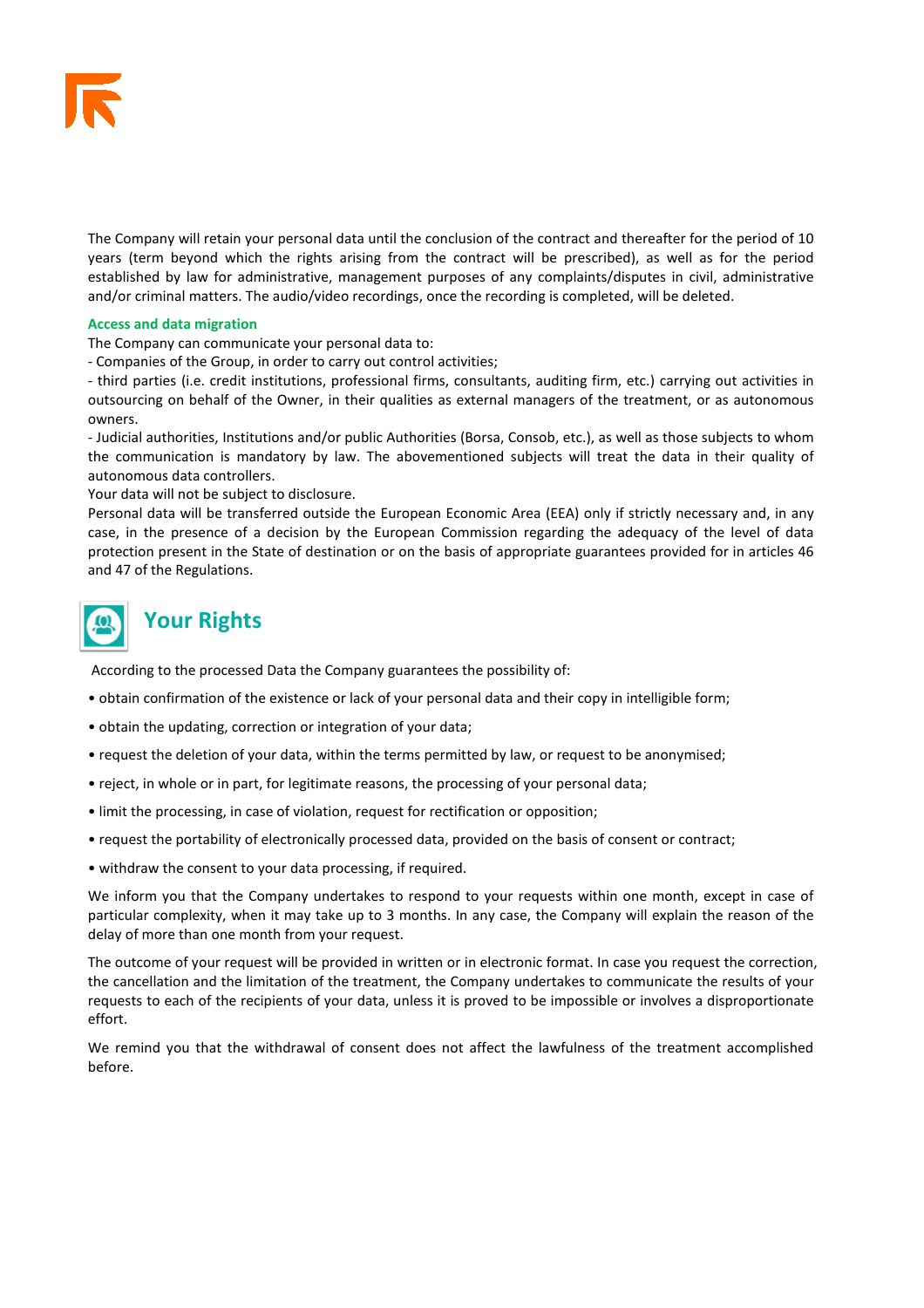The Company will retain your personal data until the conclusion of the contract and thereafter for the period of 10 years (term beyond which the rights arising from the contract will be prescribed), as well as for the period established by law for administrative, management purposes of any complaints/disputes in civil, administrative and/or criminal matters. The audio/video recordings, once the recording is completed, will be deleted.

### Access and data migration

The Company can communicate your personal data to:

- Companies of the Group, in order to carry out control activities;
- third parties (i.e. credit institutions, professional firms, consultants, auditing firm, etc.) carrying out activities in outsourcing on behalf of the Owner, in their qualities as external managers of the treatment, or as autonomous owners.
- Judicial authorities, Institutions and/or public Authorities (Borsa, Consob, etc.), as well as those subjects to whom the communication is mandatory by law. The abovementioned subjects will treat the data in their quality of autonomous data controllers.

Your data will not be subject to disclosure.

Personal data will be transferred outside the European Economic Area (EEA) only if strictly necessary and, in any case, in the presence of a decision by the European Commission regarding the adequacy of the level of data protection present in the State of destination or on the basis of appropriate guarantees provided for in articles 46 and 47 of the Regulations.

## Your Rights

According to the processed Data the Company guarantees the possibility of:

- obtain confirmation of the existence or lack of your personal data and their copy in intelligible form;
- obtain the updating, correction or integration of your data;
- request the deletion of your data, within the terms permitted by law, or request to be anonymised;
- reject, in whole or in part, for legitimate reasons, the processing of your personal data;
- limit the processing, in case of violation, request for rectification or opposition;
- request the portability of electronically processed data, provided on the basis of consent or contract;
- withdraw the consent to your data processing, if required.

We inform you that the Company undertakes to respond to your requests within one month, except in case of particular complexity, when it may take up to 3 months. In any case, the Company will explain the reason of the delay of more than one month from your request.

The outcome of your request will be provided in written or in electronic format. In case you request the correction, the cancellation and the limitation of the treatment, the Company undertakes to communicate the results of your requests to each of the recipients of your data, unless it is proved to be impossible or involves a disproportionate effort.

We remind you that the withdrawal of consent does not affect the lawfulness of the treatment accomplished before.